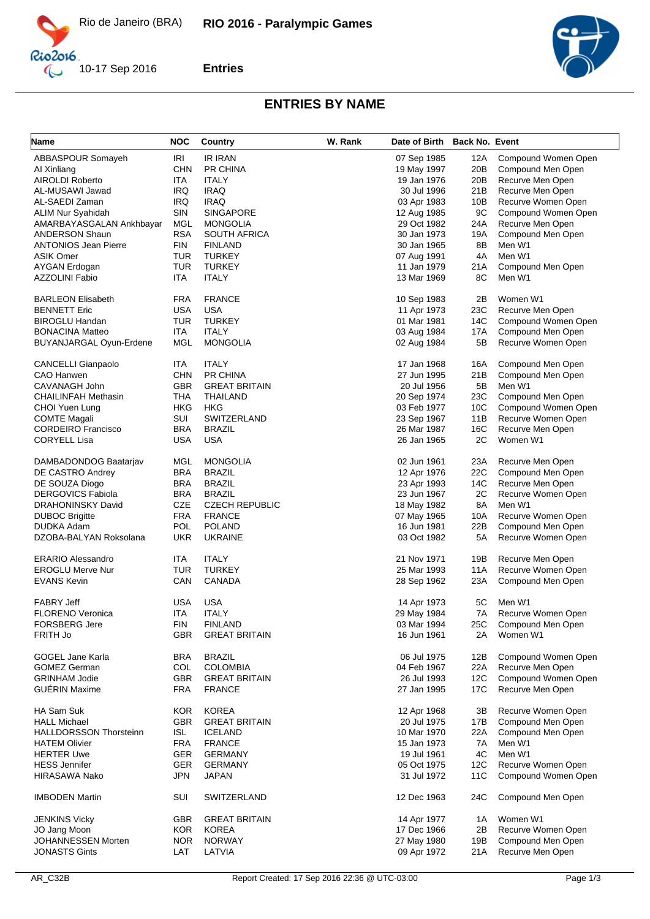# RIO 2016 - Paralympic Games

Rio de Janeiro (BRA)

10-17 Sep 2016

**Entries**

## ENTRIES BY NAME

| Name | NOC | Country | W. Rank | Date of Birth | Back No. | Event |
|---|---|---|---|---|---|---|
| ABBASPOUR Somayeh | IRI | IR IRAN | | 07 Sep 1985 | 12A | Compound Women Open |
| AI Xinliang | CHN | PR CHINA | | 19 May 1997 | 20B | Compound Men Open |
| AIROLDI Roberto | ITA | ITALY | | 19 Jan 1976 | 20B | Recurve Men Open |
| AL-MUSAWI Jawad | IRQ | IRAQ | | 30 Jul 1996 | 21B | Recurve Men Open |
| AL-SAEDI Zaman | IRQ | IRAQ | | 03 Apr 1983 | 10B | Recurve Women Open |
| ALIM Nur Syahidah | SIN | SINGAPORE | | 12 Aug 1985 | 9C | Compound Women Open |
| AMARBAYASGALAN Ankhbayar | MGL | MONGOLIA | | 29 Oct 1982 | 24A | Recurve Men Open |
| ANDERSON Shaun | RSA | SOUTH AFRICA | | 30 Jan 1973 | 19A | Compound Men Open |
| ANTONIOS Jean Pierre | FIN | FINLAND | | 30 Jan 1965 | 8B | Men W1 |
| ASIK Omer | TUR | TURKEY | | 07 Aug 1991 | 4A | Men W1 |
| AYGAN Erdogan | TUR | TURKEY | | 11 Jan 1979 | 21A | Compound Men Open |
| AZZOLINI Fabio | ITA | ITALY | | 13 Mar 1969 | 8C | Men W1 |
| BARLEON Elisabeth | FRA | FRANCE | | 10 Sep 1983 | 2B | Women W1 |
| BENNETT Eric | USA | USA | | 11 Apr 1973 | 23C | Recurve Men Open |
| BIROGLU Handan | TUR | TURKEY | | 01 Mar 1981 | 14C | Compound Women Open |
| BONACINA Matteo | ITA | ITALY | | 03 Aug 1984 | 17A | Compound Men Open |
| BUYANJARGAL Oyun-Erdene | MGL | MONGOLIA | | 02 Aug 1984 | 5B | Recurve Women Open |
| CANCELLI Gianpaolo | ITA | ITALY | | 17 Jan 1968 | 16A | Compound Men Open |
| CAO Hanwen | CHN | PR CHINA | | 27 Jun 1995 | 21B | Compound Men Open |
| CAVANAGH John | GBR | GREAT BRITAIN | | 20 Jul 1956 | 5B | Men W1 |
| CHAILINFAH Methasin | THA | THAILAND | | 20 Sep 1974 | 23C | Compound Men Open |
| CHOI Yuen Lung | HKG | HKG | | 03 Feb 1977 | 10C | Compound Women Open |
| COMTE Magali | SUI | SWITZERLAND | | 23 Sep 1967 | 11B | Recurve Women Open |
| CORDEIRO Francisco | BRA | BRAZIL | | 26 Mar 1987 | 16C | Recurve Men Open |
| CORYELL Lisa | USA | USA | | 26 Jan 1965 | 2C | Women W1 |
| DAMBADONDOG Baatarjav | MGL | MONGOLIA | | 02 Jun 1961 | 23A | Recurve Men Open |
| DE CASTRO Andrey | BRA | BRAZIL | | 12 Apr 1976 | 22C | Compound Men Open |
| DE SOUZA Diogo | BRA | BRAZIL | | 23 Apr 1993 | 14C | Recurve Men Open |
| DERGOVICS Fabiola | BRA | BRAZIL | | 23 Jun 1967 | 2C | Recurve Women Open |
| DRAHONINSKY David | CZE | CZECH REPUBLIC | | 18 May 1982 | 8A | Men W1 |
| DUBOC Brigitte | FRA | FRANCE | | 07 May 1965 | 10A | Recurve Women Open |
| DUDKA Adam | POL | POLAND | | 16 Jun 1981 | 22B | Compound Men Open |
| DZOBA-BALYAN Roksolana | UKR | UKRAINE | | 03 Oct 1982 | 5A | Recurve Women Open |
| ERARIO Alessandro | ITA | ITALY | | 21 Nov 1971 | 19B | Recurve Men Open |
| EROGLU Merve Nur | TUR | TURKEY | | 25 Mar 1993 | 11A | Recurve Women Open |
| EVANS Kevin | CAN | CANADA | | 28 Sep 1962 | 23A | Compound Men Open |
| FABRY Jeff | USA | USA | | 14 Apr 1973 | 5C | Men W1 |
| FLORENO Veronica | ITA | ITALY | | 29 May 1984 | 7A | Recurve Women Open |
| FORSBERG Jere | FIN | FINLAND | | 03 Mar 1994 | 25C | Compound Men Open |
| FRITH Jo | GBR | GREAT BRITAIN | | 16 Jun 1961 | 2A | Women W1 |
| GOGEL Jane Karla | BRA | BRAZIL | | 06 Jul 1975 | 12B | Compound Women Open |
| GOMEZ German | COL | COLOMBIA | | 04 Feb 1967 | 22A | Recurve Men Open |
| GRINHAM Jodie | GBR | GREAT BRITAIN | | 26 Jul 1993 | 12C | Compound Women Open |
| GUÉRIN Maxime | FRA | FRANCE | | 27 Jan 1995 | 17C | Recurve Men Open |
| HA Sam Suk | KOR | KOREA | | 12 Apr 1968 | 3B | Recurve Women Open |
| HALL Michael | GBR | GREAT BRITAIN | | 20 Jul 1975 | 17B | Compound Men Open |
| HALLDORSSON Thorsteinn | ISL | ICELAND | | 10 Mar 1970 | 22A | Compound Men Open |
| HATEM Olivier | FRA | FRANCE | | 15 Jan 1973 | 7A | Men W1 |
| HERTER Uwe | GER | GERMANY | | 19 Jul 1961 | 4C | Men W1 |
| HESS Jennifer | GER | GERMANY | | 05 Oct 1975 | 12C | Recurve Women Open |
| HIRASAWA Nako | JPN | JAPAN | | 31 Jul 1972 | 11C | Compound Women Open |
| IMBODEN Martin | SUI | SWITZERLAND | | 12 Dec 1963 | 24C | Compound Men Open |
| JENKINS Vicky | GBR | GREAT BRITAIN | | 14 Apr 1977 | 1A | Women W1 |
| JO Jang Moon | KOR | KOREA | | 17 Dec 1966 | 2B | Recurve Women Open |
| JOHANNESSEN Morten | NOR | NORWAY | | 27 May 1980 | 19B | Compound Men Open |
| JONASTS Gints | LAT | LATVIA | | 09 Apr 1972 | 21A | Recurve Men Open |

AR_C32B — Report Created: 17 Sep 2016 22:36 @ UTC-03:00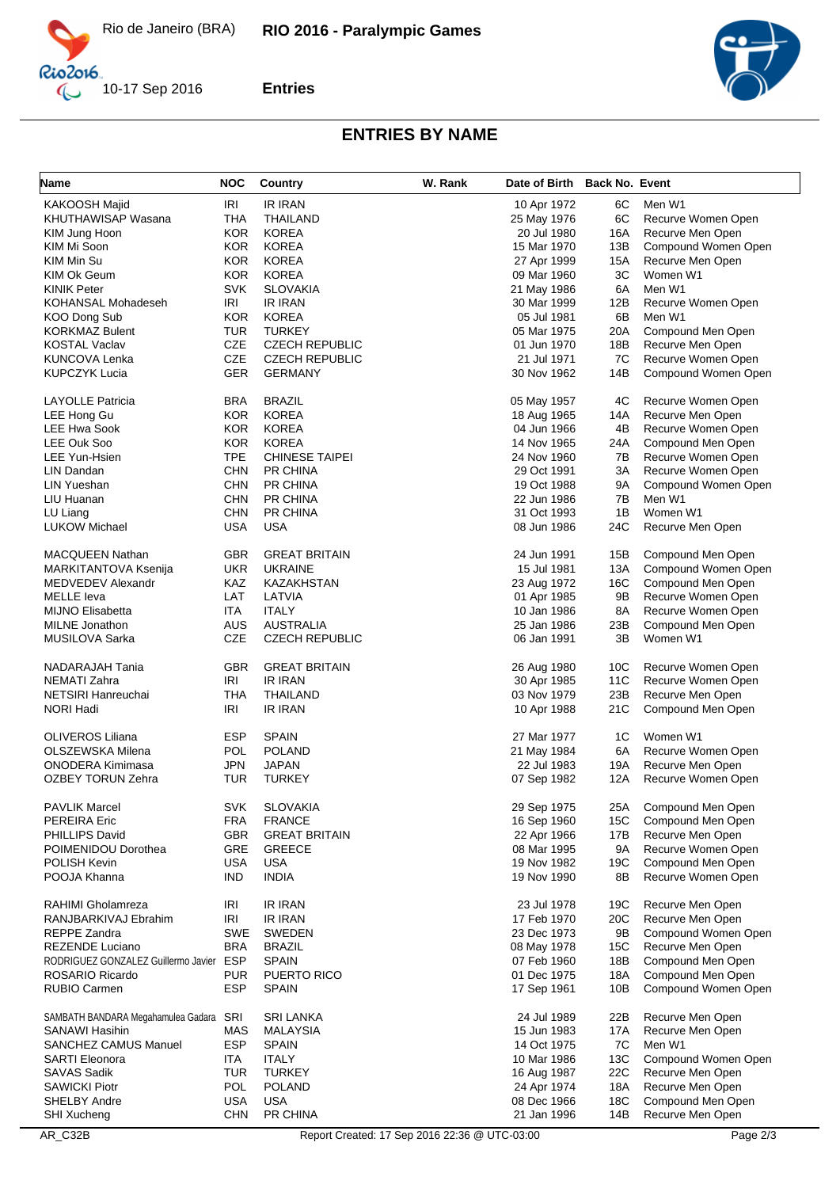# ENTRIES BY NAME

| Name | NOC | Country | W. Rank | Date of Birth | Back No. | Event |
|---|---|---|---|---|---|---|
| KAKOOSH Majid | IRI | IR IRAN | | 10 Apr 1972 | 6C | Men W1 |
| KHUTHAWISAP Wasana | THA | THAILAND | | 25 May 1976 | 6C | Recurve Women Open |
| KIM Jung Hoon | KOR | KOREA | | 20 Jul 1980 | 16A | Recurve Men Open |
| KIM Mi Soon | KOR | KOREA | | 15 Mar 1970 | 13B | Compound Women Open |
| KIM Min Su | KOR | KOREA | | 27 Apr 1999 | 15A | Recurve Men Open |
| KIM Ok Geum | KOR | KOREA | | 09 Mar 1960 | 3C | Women W1 |
| KINIK Peter | SVK | SLOVAKIA | | 21 May 1986 | 6A | Men W1 |
| KOHANSAL Mohadeseh | IRI | IR IRAN | | 30 Mar 1999 | 12B | Recurve Women Open |
| KOO Dong Sub | KOR | KOREA | | 05 Jul 1981 | 6B | Men W1 |
| KORKMAZ Bulent | TUR | TURKEY | | 05 Mar 1975 | 20A | Compound Men Open |
| KOSTAL Vaclav | CZE | CZECH REPUBLIC | | 01 Jun 1970 | 18B | Recurve Men Open |
| KUNCOVA Lenka | CZE | CZECH REPUBLIC | | 21 Jul 1971 | 7C | Recurve Women Open |
| KUPCZYK Lucia | GER | GERMANY | | 30 Nov 1962 | 14B | Compound Women Open |
| LAYOLLE Patricia | BRA | BRAZIL | | 05 May 1957 | 4C | Recurve Women Open |
| LEE Hong Gu | KOR | KOREA | | 18 Aug 1965 | 14A | Recurve Men Open |
| LEE Hwa Sook | KOR | KOREA | | 04 Jun 1966 | 4B | Recurve Women Open |
| LEE Ouk Soo | KOR | KOREA | | 14 Nov 1965 | 24A | Compound Men Open |
| LEE Yun-Hsien | TPE | CHINESE TAIPEI | | 24 Nov 1960 | 7B | Recurve Women Open |
| LIN Dandan | CHN | PR CHINA | | 29 Oct 1991 | 3A | Recurve Women Open |
| LIN Yueshan | CHN | PR CHINA | | 19 Oct 1988 | 9A | Compound Women Open |
| LIU Huanan | CHN | PR CHINA | | 22 Jun 1986 | 7B | Men W1 |
| LU Liang | CHN | PR CHINA | | 31 Oct 1993 | 1B | Women W1 |
| LUKOW Michael | USA | USA | | 08 Jun 1986 | 24C | Recurve Men Open |
| MACQUEEN Nathan | GBR | GREAT BRITAIN | | 24 Jun 1991 | 15B | Compound Men Open |
| MARKITANTOVA Ksenija | UKR | UKRAINE | | 15 Jul 1981 | 13A | Compound Women Open |
| MEDVEDEV Alexandr | KAZ | KAZAKHSTAN | | 23 Aug 1972 | 16C | Compound Men Open |
| MELLE Ieva | LAT | LATVIA | | 01 Apr 1985 | 9B | Recurve Women Open |
| MIJNO Elisabetta | ITA | ITALY | | 10 Jan 1986 | 8A | Recurve Women Open |
| MILNE Jonathon | AUS | AUSTRALIA | | 25 Jan 1986 | 23B | Compound Men Open |
| MUSILOVA Sarka | CZE | CZECH REPUBLIC | | 06 Jan 1991 | 3B | Women W1 |
| NADARAJAH Tania | GBR | GREAT BRITAIN | | 26 Aug 1980 | 10C | Recurve Women Open |
| NEMATI Zahra | IRI | IR IRAN | | 30 Apr 1985 | 11C | Recurve Women Open |
| NETSIRI Hanreuchai | THA | THAILAND | | 03 Nov 1979 | 23B | Recurve Men Open |
| NORI Hadi | IRI | IR IRAN | | 10 Apr 1988 | 21C | Compound Men Open |
| OLIVEROS Liliana | ESP | SPAIN | | 27 Mar 1977 | 1C | Women W1 |
| OLSZEWSKA Milena | POL | POLAND | | 21 May 1984 | 6A | Recurve Women Open |
| ONODERA Kimimasa | JPN | JAPAN | | 22 Jul 1983 | 19A | Recurve Men Open |
| OZBEY TORUN Zehra | TUR | TURKEY | | 07 Sep 1982 | 12A | Recurve Women Open |
| PAVLIK Marcel | SVK | SLOVAKIA | | 29 Sep 1975 | 25A | Compound Men Open |
| PEREIRA Eric | FRA | FRANCE | | 16 Sep 1960 | 15C | Compound Men Open |
| PHILLIPS David | GBR | GREAT BRITAIN | | 22 Apr 1966 | 17B | Recurve Men Open |
| POIMENIDOU Dorothea | GRE | GREECE | | 08 Mar 1995 | 9A | Recurve Women Open |
| POLISH Kevin | USA | USA | | 19 Nov 1982 | 19C | Compound Men Open |
| POOJA Khanna | IND | INDIA | | 19 Nov 1990 | 8B | Recurve Women Open |
| RAHIMI Gholamreza | IRI | IR IRAN | | 23 Jul 1978 | 19C | Recurve Men Open |
| RANJBARKIVAJ Ebrahim | IRI | IR IRAN | | 17 Feb 1970 | 20C | Recurve Men Open |
| REPPE Zandra | SWE | SWEDEN | | 23 Dec 1973 | 9B | Compound Women Open |
| REZENDE Luciano | BRA | BRAZIL | | 08 May 1978 | 15C | Recurve Men Open |
| RODRIGUEZ GONZALEZ Guillermo Javier | ESP | SPAIN | | 07 Feb 1960 | 18B | Compound Men Open |
| ROSARIO Ricardo | PUR | PUERTO RICO | | 01 Dec 1975 | 18A | Compound Men Open |
| RUBIO Carmen | ESP | SPAIN | | 17 Sep 1961 | 10B | Compound Women Open |
| SAMBATH BANDARA Megahamulea Gadara | SRI | SRI LANKA | | 24 Jul 1989 | 22B | Recurve Men Open |
| SANAWI Hasihin | MAS | MALAYSIA | | 15 Jun 1983 | 17A | Recurve Men Open |
| SANCHEZ CAMUS Manuel | ESP | SPAIN | | 14 Oct 1975 | 7C | Men W1 |
| SARTI Eleonora | ITA | ITALY | | 10 Mar 1986 | 13C | Compound Women Open |
| SAVAS Sadik | TUR | TURKEY | | 16 Aug 1987 | 22C | Recurve Men Open |
| SAWICKI Piotr | POL | POLAND | | 24 Apr 1974 | 18A | Recurve Men Open |
| SHELBY Andre | USA | USA | | 08 Dec 1966 | 18C | Compound Men Open |
| SHI Xucheng | CHN | PR CHINA | | 21 Jan 1996 | 14B | Recurve Men Open |

AR_C32B — Report Created: 17 Sep 2016 22:36 @ UTC-03:00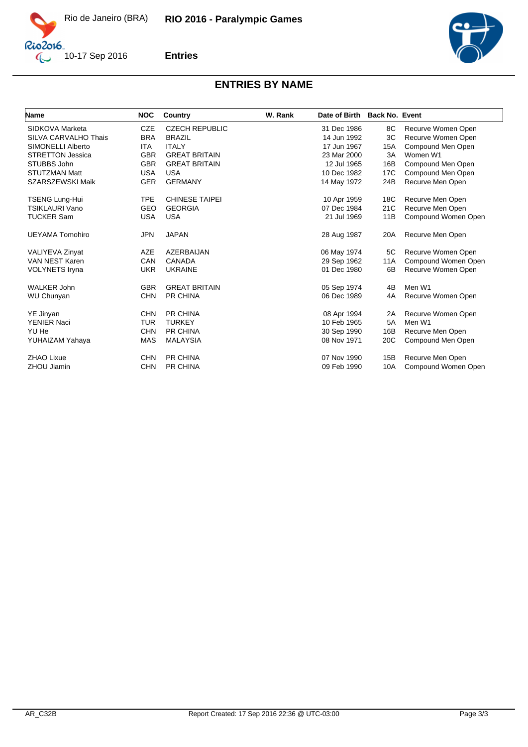Rio de Janeiro (BRA) **RIO 2016 - Paralympic Games**

10-17 Sep 2016 **Entries**

## ENTRIES BY NAME

| Name | NOC | Country | W. Rank | Date of Birth | Back No. | Event |
|---|---|---|---|---|---|---|
| SIDKOVA Marketa | CZE | CZECH REPUBLIC | | 31 Dec 1986 | 8C | Recurve Women Open |
| SILVA CARVALHO Thais | BRA | BRAZIL | | 14 Jun 1992 | 3C | Recurve Women Open |
| SIMONELLI Alberto | ITA | ITALY | | 17 Jun 1967 | 15A | Compound Men Open |
| STRETTON Jessica | GBR | GREAT BRITAIN | | 23 Mar 2000 | 3A | Women W1 |
| STUBBS John | GBR | GREAT BRITAIN | | 12 Jul 1965 | 16B | Compound Men Open |
| STUTZMAN Matt | USA | USA | | 10 Dec 1982 | 17C | Compound Men Open |
| SZARSZEWSKI Maik | GER | GERMANY | | 14 May 1972 | 24B | Recurve Men Open |
| TSENG Lung-Hui | TPE | CHINESE TAIPEI | | 10 Apr 1959 | 18C | Recurve Men Open |
| TSIKLAURI Vano | GEO | GEORGIA | | 07 Dec 1984 | 21C | Recurve Men Open |
| TUCKER Sam | USA | USA | | 21 Jul 1969 | 11B | Compound Women Open |
| UEYAMA Tomohiro | JPN | JAPAN | | 28 Aug 1987 | 20A | Recurve Men Open |
| VALIYEVA Zinyat | AZE | AZERBAIJAN | | 06 May 1974 | 5C | Recurve Women Open |
| VAN NEST Karen | CAN | CANADA | | 29 Sep 1962 | 11A | Compound Women Open |
| VOLYNETS Iryna | UKR | UKRAINE | | 01 Dec 1980 | 6B | Recurve Women Open |
| WALKER John | GBR | GREAT BRITAIN | | 05 Sep 1974 | 4B | Men W1 |
| WU Chunyan | CHN | PR CHINA | | 06 Dec 1989 | 4A | Recurve Women Open |
| YE Jinyan | CHN | PR CHINA | | 08 Apr 1994 | 2A | Recurve Women Open |
| YENIER Naci | TUR | TURKEY | | 10 Feb 1965 | 5A | Men W1 |
| YU He | CHN | PR CHINA | | 30 Sep 1990 | 16B | Recurve Men Open |
| YUHAIZAM Yahaya | MAS | MALAYSIA | | 08 Nov 1971 | 20C | Compound Men Open |
| ZHAO Lixue | CHN | PR CHINA | | 07 Nov 1990 | 15B | Recurve Men Open |
| ZHOU Jiamin | CHN | PR CHINA | | 09 Feb 1990 | 10A | Compound Women Open |

AR_C32B Report Created: 17 Sep 2016 22:36 @ UTC-03:00